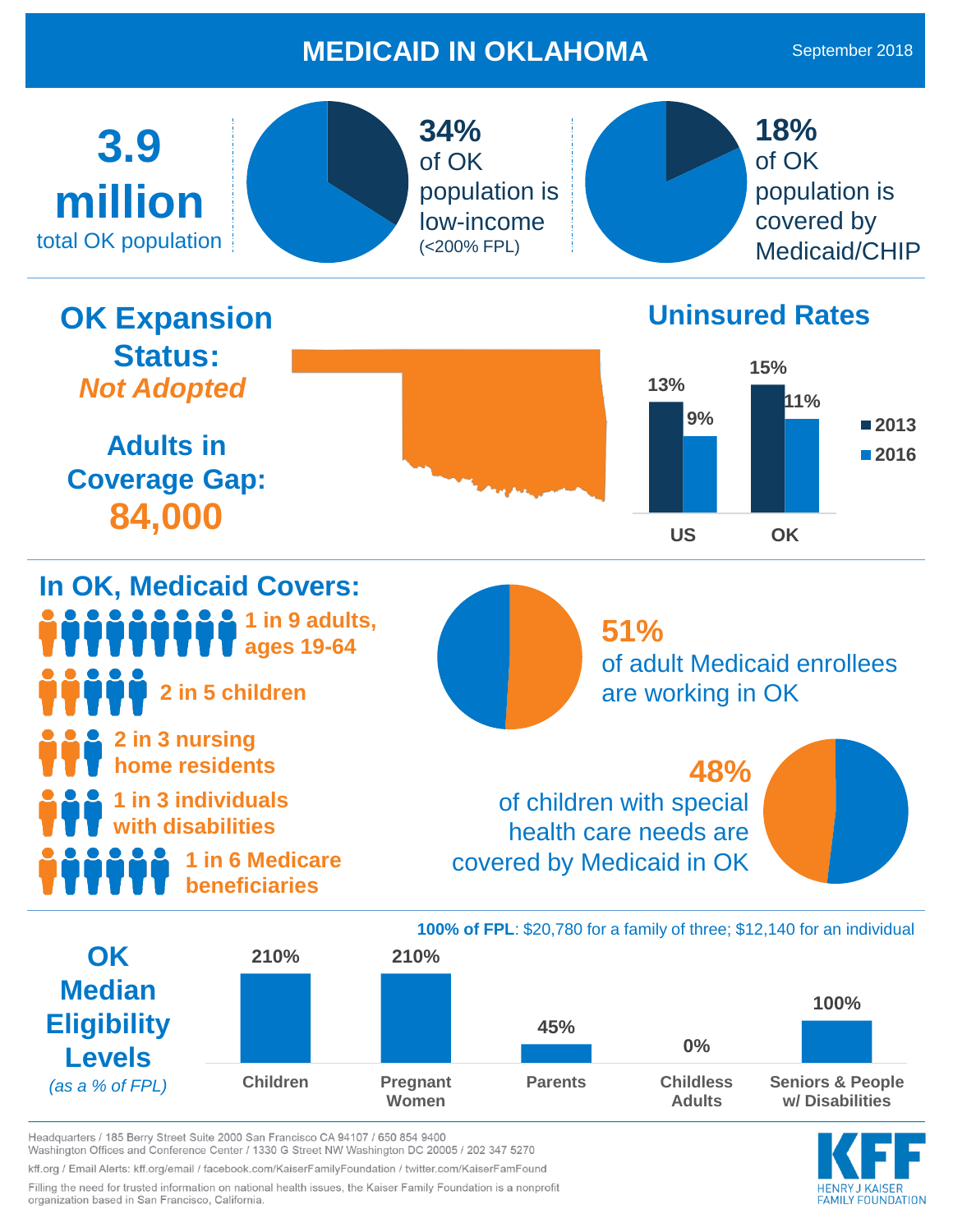# MEDICAID IN OKLAHOMA

September 2018

**3.9 million** total OK population

**34%** of OK population is low-income (<200% FPL)

**18%** of OK population is covered by Medicaid/CHIP

## OK Expansion Status:

***Not Adopted***

**Adults in Coverage Gap:**

**84,000**

## Uninsured Rates

| | 2013 | 2016 |
|---|---|---|
| US | 13% | 9% |
| OK | 15% | 11% |

## In OK, Medicaid Covers:

- **1 in 9 adults, ages 19-64**
- **2 in 5 children**
- **2 in 3 nursing home residents**
- **1 in 3 individuals with disabilities**
- **1 in 6 Medicare beneficiaries**

**51%** of adult Medicaid enrollees are working in OK

**48%** of children with special health care needs are covered by Medicaid in OK

## OK Median Eligibility Levels

*(as a % of FPL)*

**100% of FPL**: $20,780 for a family of three; $12,140 for an individual

| Children | Pregnant Women | Parents | Childless Adults | Seniors & People w/ Disabilities |
|---|---|---|---|---|
| 210% | 210% | 45% | 0% | 100% |

Headquarters / 185 Berry Street Suite 2000 San Francisco CA 94107 / 650 854 9400
Washington Offices and Conference Center / 1330 G Street NW Washington DC 20005 / 202 347 5270

kff.org / Email Alerts: kff.org/email / facebook.com/KaiserFamilyFoundation / twitter.com/KaiserFamFound

Filling the need for trusted information on national health issues, the Kaiser Family Foundation is a nonprofit organization based in San Francisco, California.

KFF HENRY J KAISER FAMILY FOUNDATION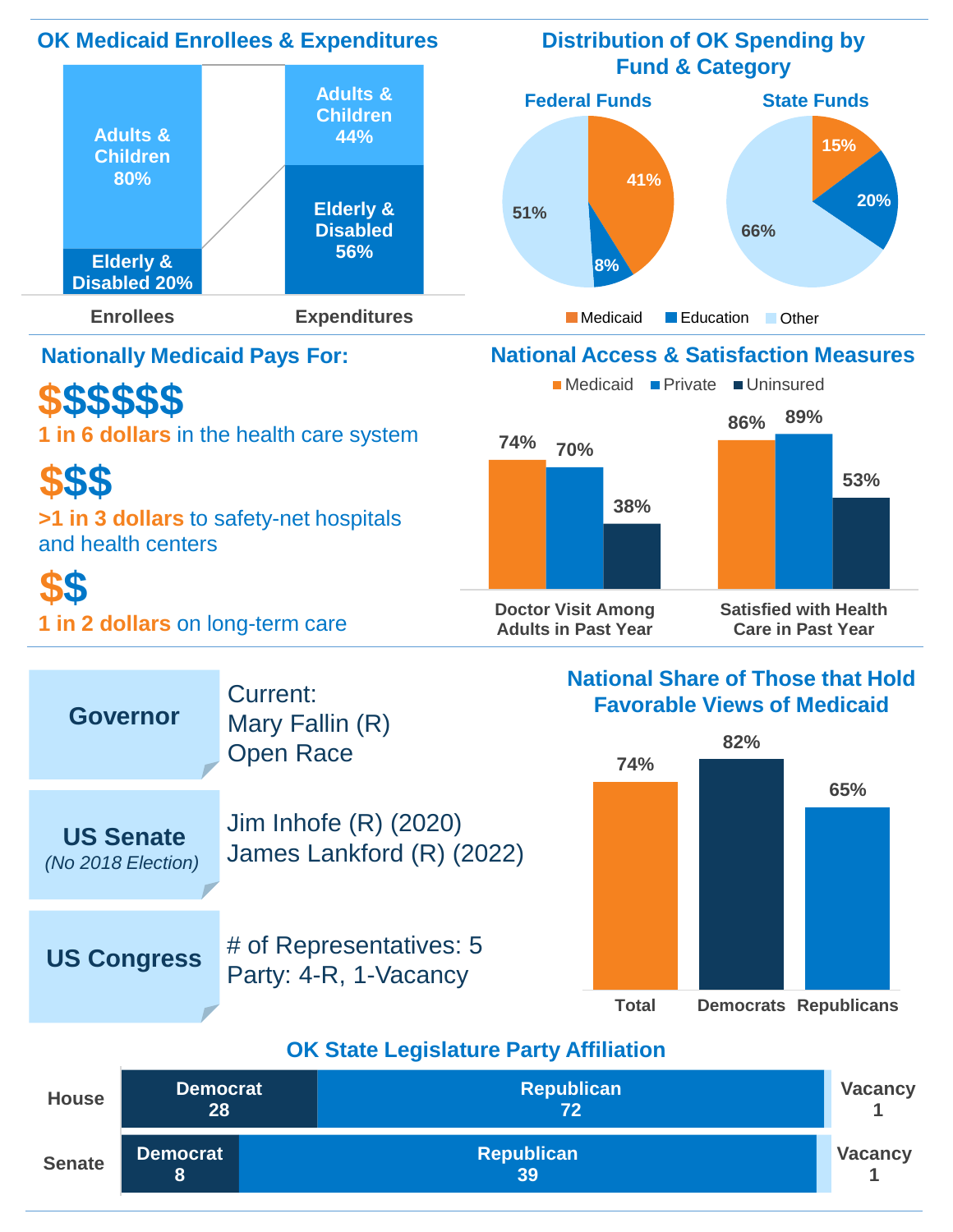## OK Medicaid Enrollees & Expenditures

Adults & Children 80%

Elderly & Disabled 20%

Adults & Children 44%

Elderly & Disabled 56%

Enrollees

Expenditures

## Distribution of OK Spending by Fund & Category

### Federal Funds

41%

8%

51%

### State Funds

15%

20%

66%

Medicaid | Education | Other

## Nationally Medicaid Pays For:

$$$$$$

**1 in 6 dollars** in the health care system

$$$

**>1 in 3 dollars** to safety-net hospitals and health centers

$$

**1 in 2 dollars** on long-term care

## National Access & Satisfaction Measures

Medicaid | Private | Uninsured

Doctor Visit Among Adults in Past Year: 74% | 70% | 38%

Satisfied with Health Care in Past Year: 86% | 89% | 53%

**Governor**

Current:
Mary Fallin (R)
Open Race

**US Senate**
*(No 2018 Election)*

Jim Inhofe (R) (2020)
James Lankford (R) (2022)

**US Congress**

# of Representatives: 5
Party: 4-R, 1-Vacancy

## National Share of Those that Hold Favorable Views of Medicaid

Total: 74%

Democrats: 82%

Republicans: 65%

## OK State Legislature Party Affiliation

House: Democrat 28 | Republican 72 | Vacancy 1

Senate: Democrat 8 | Republican 39 | Vacancy 1